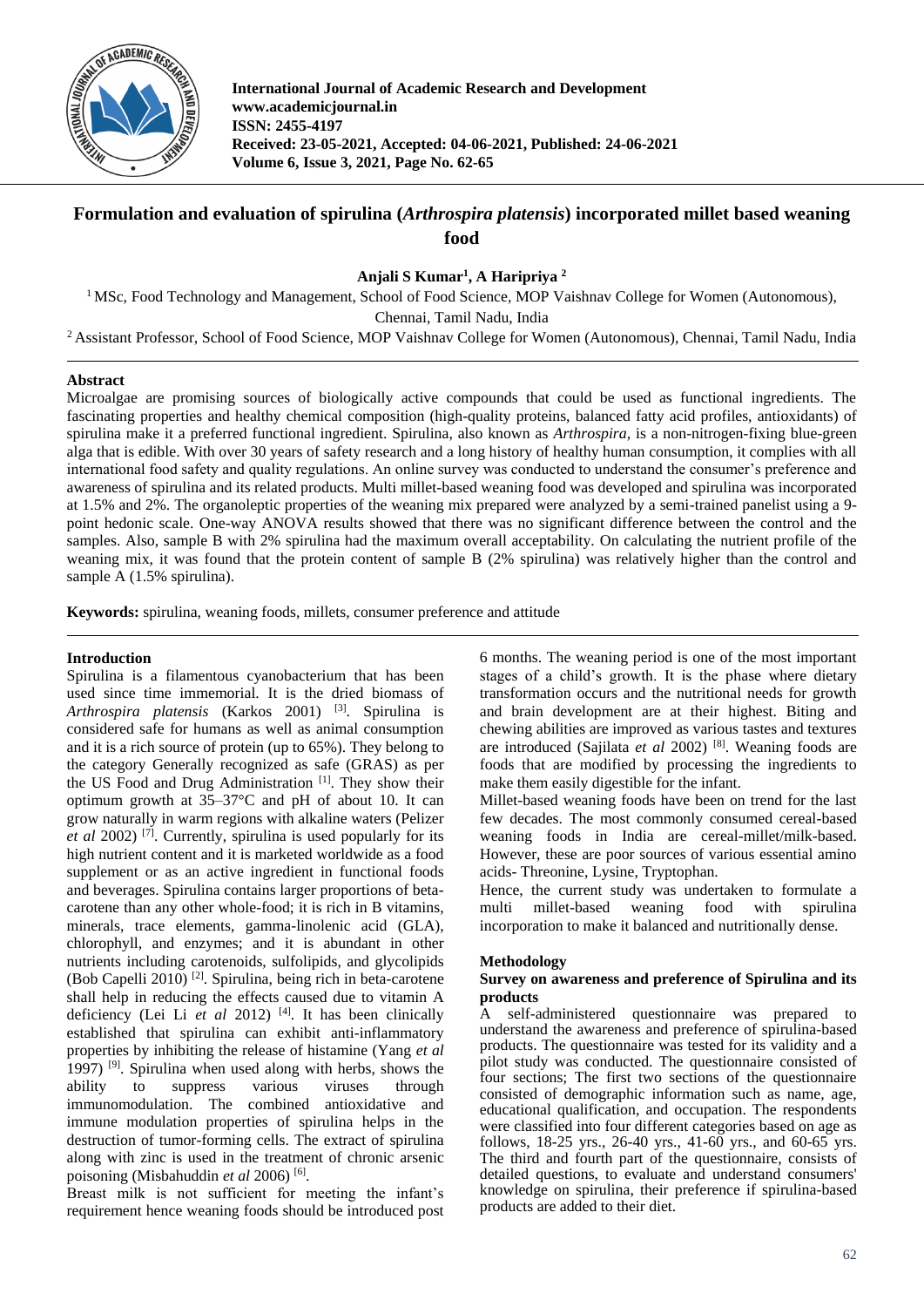# Formulation and evaluation of spirulina (*Arthrospira platensis*) incorporated millet based weaning food

**Anjali S Kumar[1], A Haripriya [2]**

[1] MSc, Food Technology and Management, School of Food Science, MOP Vaishnav College for Women (Autonomous), Chennai, Tamil Nadu, India

[2] Assistant Professor, School of Food Science, MOP Vaishnav College for Women (Autonomous), Chennai, Tamil Nadu, India

## Abstract

Microalgae are promising sources of biologically active compounds that could be used as functional ingredients. The fascinating properties and healthy chemical composition (high-quality proteins, balanced fatty acid profiles, antioxidants) of spirulina make it a preferred functional ingredient. Spirulina, also known as *Arthrospira*, is a non-nitrogen-fixing blue-green alga that is edible. With over 30 years of safety research and a long history of healthy human consumption, it complies with all international food safety and quality regulations. An online survey was conducted to understand the consumer's preference and awareness of spirulina and its related products. Multi millet-based weaning food was developed and spirulina was incorporated at 1.5% and 2%. The organoleptic properties of the weaning mix prepared were analyzed by a semi-trained panelist using a 9-point hedonic scale. One-way ANOVA results showed that there was no significant difference between the control and the samples. Also, sample B with 2% spirulina had the maximum overall acceptability. On calculating the nutrient profile of the weaning mix, it was found that the protein content of sample B (2% spirulina) was relatively higher than the control and sample A (1.5% spirulina).

**Keywords:** spirulina, weaning foods, millets, consumer preference and attitude

## Introduction

Spirulina is a filamentous cyanobacterium that has been used since time immemorial. It is the dried biomass of *Arthrospira platensis* (Karkos 2001) [3]. Spirulina is considered safe for humans as well as animal consumption and it is a rich source of protein (up to 65%). They belong to the category Generally recognized as safe (GRAS) as per the US Food and Drug Administration [1]. They show their optimum growth at 35–37°C and pH of about 10. It can grow naturally in warm regions with alkaline waters (Pelizer *et al* 2002) [7]. Currently, spirulina is used popularly for its high nutrient content and it is marketed worldwide as a food supplement or as an active ingredient in functional foods and beverages. Spirulina contains larger proportions of beta-carotene than any other whole-food; it is rich in B vitamins, minerals, trace elements, gamma-linolenic acid (GLA), chlorophyll, and enzymes; and it is abundant in other nutrients including carotenoids, sulfolipids, and glycolipids (Bob Capelli 2010) [2]. Spirulina, being rich in beta-carotene shall help in reducing the effects caused due to vitamin A deficiency (Lei Li *et al* 2012) [4]. It has been clinically established that spirulina can exhibit anti-inflammatory properties by inhibiting the release of histamine (Yang *et al* 1997) [9]. Spirulina when used along with herbs, shows the ability to suppress various viruses through immunomodulation. The combined antioxidative and immune modulation properties of spirulina helps in the destruction of tumor-forming cells. The extract of spirulina along with zinc is used in the treatment of chronic arsenic poisoning (Misbahuddin *et al* 2006) [6].

Breast milk is not sufficient for meeting the infant's requirement hence weaning foods should be introduced post 6 months. The weaning period is one of the most important stages of a child's growth. It is the phase where dietary transformation occurs and the nutritional needs for growth and brain development are at their highest. Biting and chewing abilities are improved as various tastes and textures are introduced (Sajilata *et al* 2002) [8]. Weaning foods are foods that are modified by processing the ingredients to make them easily digestible for the infant.

Millet-based weaning foods have been on trend for the last few decades. The most commonly consumed cereal-based weaning foods in India are cereal-millet/milk-based. However, these are poor sources of various essential amino acids- Threonine, Lysine, Tryptophan.

Hence, the current study was undertaken to formulate a multi millet-based weaning food with spirulina incorporation to make it balanced and nutritionally dense.

## Methodology

### Survey on awareness and preference of Spirulina and its products

A self-administered questionnaire was prepared to understand the awareness and preference of spirulina-based products. The questionnaire was tested for its validity and a pilot study was conducted. The questionnaire consisted of four sections; The first two sections of the questionnaire consisted of demographic information such as name, age, educational qualification, and occupation. The respondents were classified into four different categories based on age as follows, 18-25 yrs., 26-40 yrs., 41-60 yrs., and 60-65 yrs. The third and fourth part of the questionnaire, consists of detailed questions, to evaluate and understand consumers' knowledge on spirulina, their preference if spirulina-based products are added to their diet.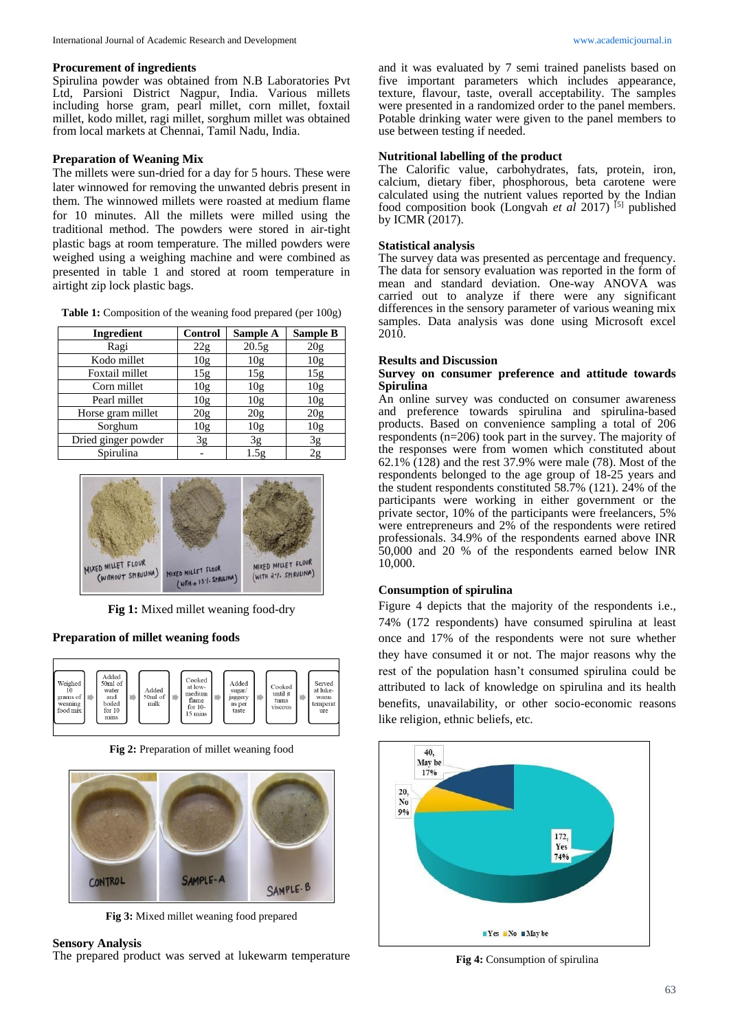### Procurement of ingredients

Spirulina powder was obtained from N.B Laboratories Pvt Ltd, Parsioni District Nagpur, India. Various millets including horse gram, pearl millet, corn millet, foxtail millet, kodo millet, ragi millet, sorghum millet was obtained from local markets at Chennai, Tamil Nadu, India.

### Preparation of Weaning Mix

The millets were sun-dried for a day for 5 hours. These were later winnowed for removing the unwanted debris present in them. The winnowed millets were roasted at medium flame for 10 minutes. All the millets were milled using the traditional method. The powders were stored in air-tight plastic bags at room temperature. The milled powders were weighed using a weighing machine and were combined as presented in table 1 and stored at room temperature in airtight zip lock plastic bags.

**Table 1:** Composition of the weaning food prepared (per 100g)

| Ingredient | Control | Sample A | Sample B |
|---|---|---|---|
| Ragi | 22g | 20.5g | 20g |
| Kodo millet | 10g | 10g | 10g |
| Foxtail millet | 15g | 15g | 15g |
| Corn millet | 10g | 10g | 10g |
| Pearl millet | 10g | 10g | 10g |
| Horse gram millet | 20g | 20g | 20g |
| Sorghum | 10g | 10g | 10g |
| Dried ginger powder | 3g | 3g | 3g |
| Spirulina | - | 1.5g | 2g |

**Fig 1:** Mixed millet weaning food-dry

### Preparation of millet weaning foods

Weighed 10 grams of weaning food mix → Added 50ml of water and boiled for 10 mins → Added 50ml of milk → Cooked at low-medium flame for 10-15 mins → Added sugar/jaggery as per taste → Cooked until it turns viscous → Served at luke-warm temperature

**Fig 2:** Preparation of millet weaning food

**Fig 3:** Mixed millet weaning food prepared

### Sensory Analysis

The prepared product was served at lukewarm temperature and it was evaluated by 7 semi trained panelists based on five important parameters which includes appearance, texture, flavour, taste, overall acceptability. The samples were presented in a randomized order to the panel members. Potable drinking water were given to the panel members to use between testing if needed.

### Nutritional labelling of the product

The Calorific value, carbohydrates, fats, protein, iron, calcium, dietary fiber, phosphorous, beta carotene were calculated using the nutrient values reported by the Indian food composition book (Longvah *et al* 2017) [5] published by ICMR (2017).

### Statistical analysis

The survey data was presented as percentage and frequency. The data for sensory evaluation was reported in the form of mean and standard deviation. One-way ANOVA was carried out to analyze if there were any significant differences in the sensory parameter of various weaning mix samples. Data analysis was done using Microsoft excel 2010.

## Results and Discussion

### Survey on consumer preference and attitude towards Spirulina

An online survey was conducted on consumer awareness and preference towards spirulina and spirulina-based products. Based on convenience sampling a total of 206 respondents (n=206) took part in the survey. The majority of the responses were from women which constituted about 62.1% (128) and the rest 37.9% were male (78). Most of the respondents belonged to the age group of 18-25 years and the student respondents constituted 58.7% (121). 24% of the participants were working in either government or the private sector, 10% of the participants were freelancers, 5% were entrepreneurs and 2% of the respondents were retired professionals. 34.9% of the respondents earned above INR 50,000 and 20 % of the respondents earned below INR 10,000.

### Consumption of spirulina

Figure 4 depicts that the majority of the respondents i.e., 74% (172 respondents) have consumed spirulina at least once and 17% of the respondents were not sure whether they have consumed it or not. The major reasons why the rest of the population hasn't consumed spirulina could be attributed to lack of knowledge on spirulina and its health benefits, unavailability, or other socio-economic reasons like religion, ethnic beliefs, etc.

**Fig 4:** Consumption of spirulina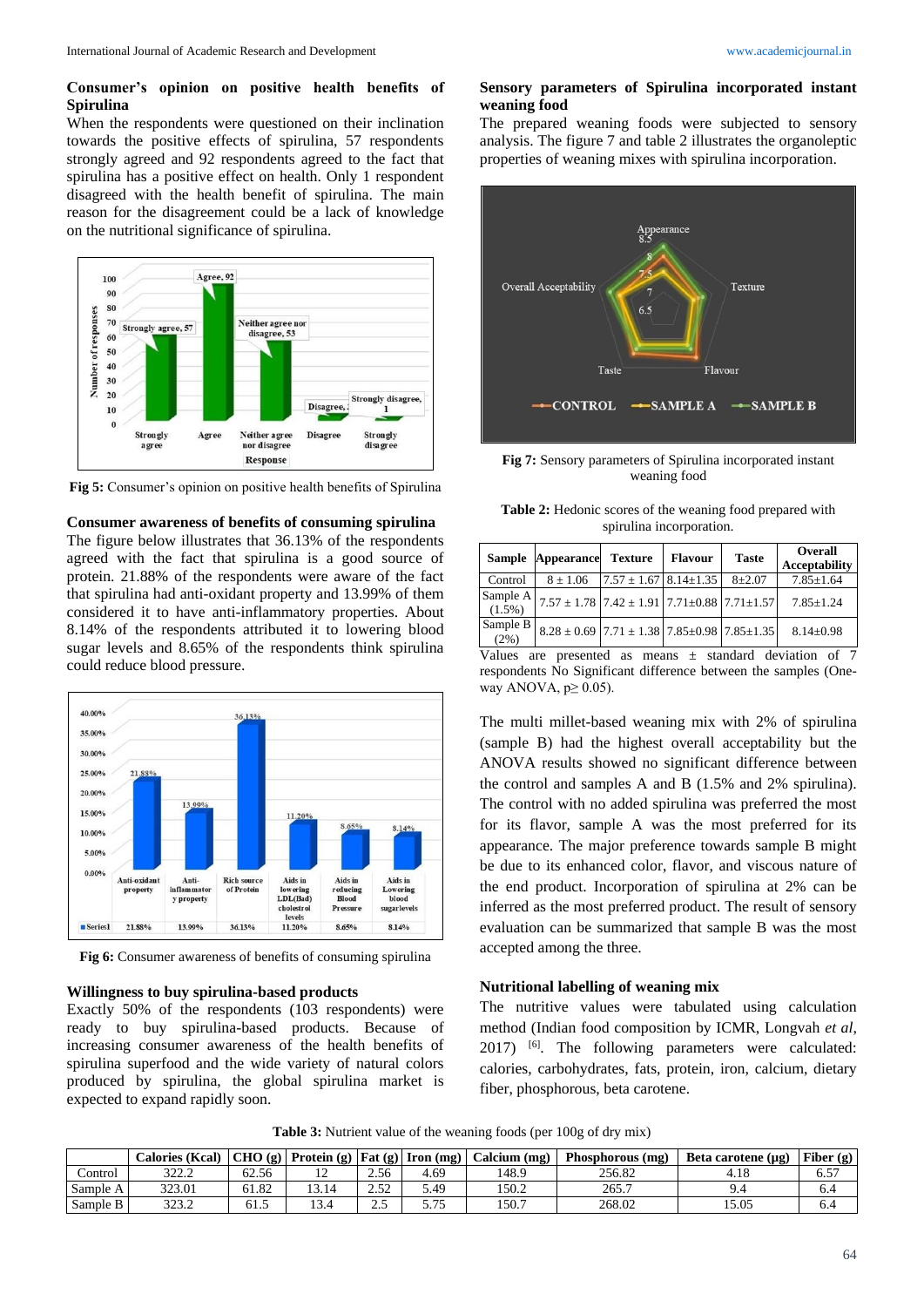### Consumer's opinion on positive health benefits of Spirulina

When the respondents were questioned on their inclination towards the positive effects of spirulina, 57 respondents strongly agreed and 92 respondents agreed to the fact that spirulina has a positive effect on health. Only 1 respondent disagreed with the health benefit of spirulina. The main reason for the disagreement could be a lack of knowledge on the nutritional significance of spirulina.

**Fig 5:** Consumer's opinion on positive health benefits of Spirulina

### Consumer awareness of benefits of consuming spirulina

The figure below illustrates that 36.13% of the respondents agreed with the fact that spirulina is a good source of protein. 21.88% of the respondents were aware of the fact that spirulina had anti-oxidant property and 13.99% of them considered it to have anti-inflammatory properties. About 8.14% of the respondents attributed it to lowering blood sugar levels and 8.65% of the respondents think spirulina could reduce blood pressure.

**Fig 6:** Consumer awareness of benefits of consuming spirulina

### Willingness to buy spirulina-based products

Exactly 50% of the respondents (103 respondents) were ready to buy spirulina-based products. Because of increasing consumer awareness of the health benefits of spirulina superfood and the wide variety of natural colors produced by spirulina, the global spirulina market is expected to expand rapidly soon.

### Sensory parameters of Spirulina incorporated instant weaning food

The prepared weaning foods were subjected to sensory analysis. The figure 7 and table 2 illustrates the organoleptic properties of weaning mixes with spirulina incorporation.

**Fig 7:** Sensory parameters of Spirulina incorporated instant weaning food

**Table 2:** Hedonic scores of the weaning food prepared with spirulina incorporation.

| Sample | Appearance | Texture | Flavour | Taste | Overall Acceptability |
|---|---|---|---|---|---|
| Control | 8 ± 1.06 | 7.57 ± 1.67 | 8.14±1.35 | 8±2.07 | 7.85±1.64 |
| Sample A (1.5%) | 7.57 ± 1.78 | 7.42 ± 1.91 | 7.71±0.88 | 7.71±1.57 | 7.85±1.24 |
| Sample B (2%) | 8.28 ± 0.69 | 7.71 ± 1.38 | 7.85±0.98 | 7.85±1.35 | 8.14±0.98 |

Values are presented as means ± standard deviation of 7 respondents No Significant difference between the samples (One-way ANOVA, $p \geq 0.05$).

The multi millet-based weaning mix with 2% of spirulina (sample B) had the highest overall acceptability but the ANOVA results showed no significant difference between the control and samples A and B (1.5% and 2% spirulina). The control with no added spirulina was preferred the most for its flavor, sample A was the most preferred for its appearance. The major preference towards sample B might be due to its enhanced color, flavor, and viscous nature of the end product. Incorporation of spirulina at 2% can be inferred as the most preferred product. The result of sensory evaluation can be summarized that sample B was the most accepted among the three.

### Nutritional labelling of weaning mix

The nutritive values were tabulated using calculation method (Indian food composition by ICMR, Longvah *et al*, 2017) [6]. The following parameters were calculated: calories, carbohydrates, fats, protein, iron, calcium, dietary fiber, phosphorous, beta carotene.

**Table 3:** Nutrient value of the weaning foods (per 100g of dry mix)

| | Calories (Kcal) | CHO (g) | Protein (g) | Fat (g) | Iron (mg) | Calcium (mg) | Phosphorous (mg) | Beta carotene (μg) | Fiber (g) |
|---|---|---|---|---|---|---|---|---|---|
| Control | 322.2 | 62.56 | 12 | 2.56 | 4.69 | 148.9 | 256.82 | 4.18 | 6.57 |
| Sample A | 323.01 | 61.82 | 13.14 | 2.52 | 5.49 | 150.2 | 265.7 | 9.4 | 6.4 |
| Sample B | 323.2 | 61.5 | 13.4 | 2.5 | 5.75 | 150.7 | 268.02 | 15.05 | 6.4 |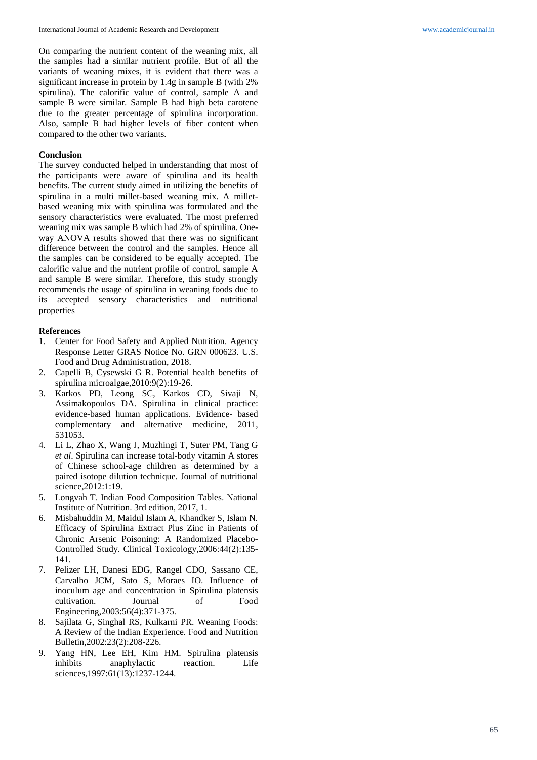On comparing the nutrient content of the weaning mix, all the samples had a similar nutrient profile. But of all the variants of weaning mixes, it is evident that there was a significant increase in protein by 1.4g in sample B (with 2% spirulina). The calorific value of control, sample A and sample B were similar. Sample B had high beta carotene due to the greater percentage of spirulina incorporation. Also, sample B had higher levels of fiber content when compared to the other two variants.

## Conclusion

The survey conducted helped in understanding that most of the participants were aware of spirulina and its health benefits. The current study aimed in utilizing the benefits of spirulina in a multi millet-based weaning mix. A millet-based weaning mix with spirulina was formulated and the sensory characteristics were evaluated. The most preferred weaning mix was sample B which had 2% of spirulina. One-way ANOVA results showed that there was no significant difference between the control and the samples. Hence all the samples can be considered to be equally accepted. The calorific value and the nutrient profile of control, sample A and sample B were similar. Therefore, this study strongly recommends the usage of spirulina in weaning foods due to its accepted sensory characteristics and nutritional properties

## References

1. Center for Food Safety and Applied Nutrition. Agency Response Letter GRAS Notice No. GRN 000623. U.S. Food and Drug Administration, 2018.
2. Capelli B, Cysewski G R. Potential health benefits of spirulina microalgae,2010:9(2):19-26.
3. Karkos PD, Leong SC, Karkos CD, Sivaji N, Assimakopoulos DA. Spirulina in clinical practice: evidence-based human applications. Evidence- based complementary and alternative medicine, 2011, 531053.
4. Li L, Zhao X, Wang J, Muzhingi T, Suter PM, Tang G *et al*. Spirulina can increase total-body vitamin A stores of Chinese school-age children as determined by a paired isotope dilution technique. Journal of nutritional science,2012:1:19.
5. Longvah T. Indian Food Composition Tables. National Institute of Nutrition. 3rd edition, 2017, 1.
6. Misbahuddin M, Maidul Islam A, Khandker S, Islam N. Efficacy of Spirulina Extract Plus Zinc in Patients of Chronic Arsenic Poisoning: A Randomized Placebo-Controlled Study. Clinical Toxicology,2006:44(2):135-141.
7. Pelizer LH, Danesi EDG, Rangel CDO, Sassano CE, Carvalho JCM, Sato S, Moraes IO. Influence of inoculum age and concentration in Spirulina platensis cultivation. Journal of Food Engineering,2003:56(4):371-375.
8. Sajilata G, Singhal RS, Kulkarni PR. Weaning Foods: A Review of the Indian Experience. Food and Nutrition Bulletin,2002:23(2):208-226.
9. Yang HN, Lee EH, Kim HM. Spirulina platensis inhibits anaphylactic reaction. Life sciences,1997:61(13):1237-1244.